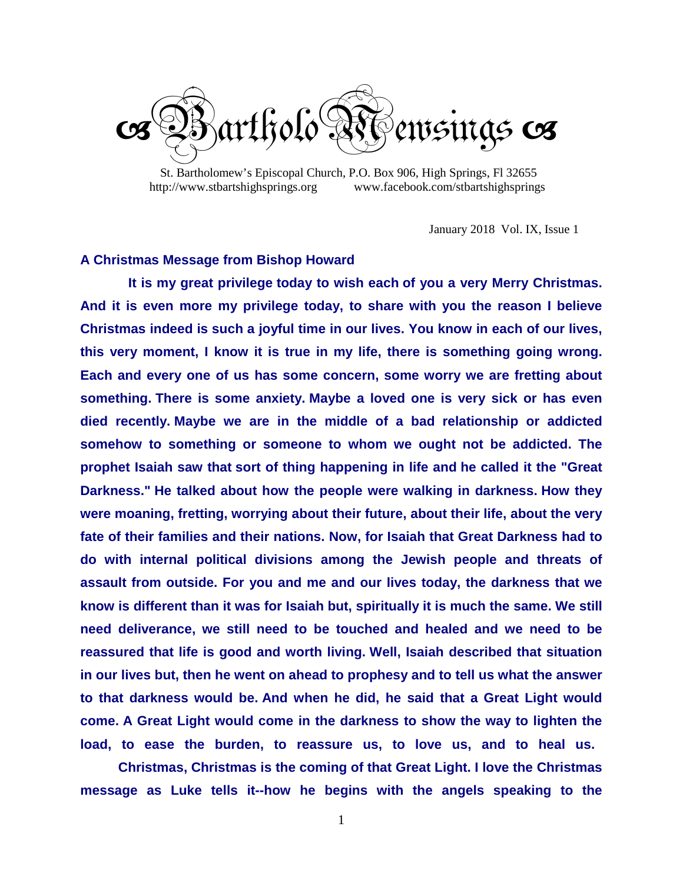# ☙ BartholoMewsings ☙

St. Bartholomew's Episcopal Church, P.O. Box 906, High Springs, Fl 32655
http://www.stbartshighsprings.org www.facebook.com/stbartshighsprings

January 2018 Vol. IX, Issue 1

## A Christmas Message from Bishop Howard

**It is my great privilege today to wish each of you a very Merry Christmas. And it is even more my privilege today, to share with you the reason I believe Christmas indeed is such a joyful time in our lives. You know in each of our lives, this very moment, I know it is true in my life, there is something going wrong. Each and every one of us has some concern, some worry we are fretting about something. There is some anxiety. Maybe a loved one is very sick or has even died recently. Maybe we are in the middle of a bad relationship or addicted somehow to something or someone to whom we ought not be addicted. The prophet Isaiah saw that sort of thing happening in life and he called it the "Great Darkness." He talked about how the people were walking in darkness. How they were moaning, fretting, worrying about their future, about their life, about the very fate of their families and their nations. Now, for Isaiah that Great Darkness had to do with internal political divisions among the Jewish people and threats of assault from outside. For you and me and our lives today, the darkness that we know is different than it was for Isaiah but, spiritually it is much the same. We still need deliverance, we still need to be touched and healed and we need to be reassured that life is good and worth living. Well, Isaiah described that situation in our lives but, then he went on ahead to prophesy and to tell us what the answer to that darkness would be. And when he did, he said that a Great Light would come. A Great Light would come in the darkness to show the way to lighten the load, to ease the burden, to reassure us, to love us, and to heal us.**

**Christmas, Christmas is the coming of that Great Light. I love the Christmas message as Luke tells it--how he begins with the angels speaking to the**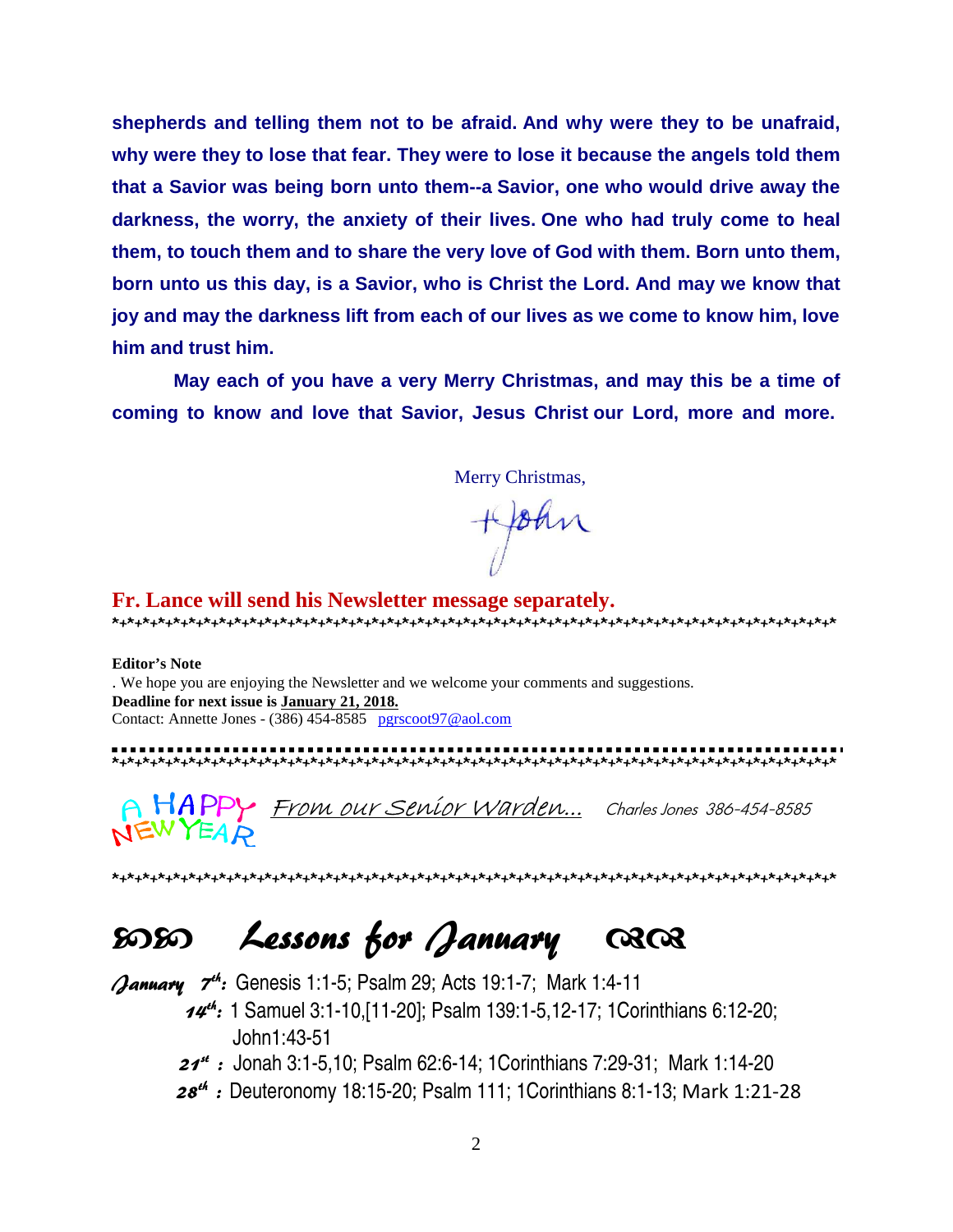**shepherds and telling them not to be afraid. And why were they to be unafraid, why were they to lose that fear. They were to lose it because the angels told them that a Savior was being born unto them--a Savior, one who would drive away the darkness, the worry, the anxiety of their lives. One who had truly come to heal them, to touch them and to share the very love of God with them. Born unto them, born unto us this day, is a Savior, who is Christ the Lord. And may we know that joy and may the darkness lift from each of our lives as we come to know him, love him and trust him.**

**May each of you have a very Merry Christmas, and may this be a time of coming to know and love that Savior, Jesus Christ our Lord, more and more.**

Merry Christmas,

+John

**Fr. Lance will send his Newsletter message separately.**

*+*+*+*+*+*+*+*+*+*+*+*+*+*+*+*+*+*+*+*+*+*+*+*+*+*+*+*+*+*+*+*+*+*+*+*+*+*+*+*+*+*

**Editor's Note**

. We hope you are enjoying the Newsletter and we welcome your comments and suggestions.

**Deadline for next issue is <u>January 21, 2018.</u>**

Contact: Annette Jones - (386) 454-8585 pgrscoot97@aol.com

*+*+*+*+*+*+*+*+*+*+*+*+*+*+*+*+*+*+*+*+*+*+*+*+*+*+*+*+*+*+*+*+*+*+*+*+*+*+*+*+*+*

A HAPPY NEW YEAR *<u>From our Senior Warden...</u>* *Charles Jones 386-454-8585*

*+*+*+*+*+*+*+*+*+*+*+*+*+*+*+*+*+*+*+*+*+*+*+*+*+*+*+*+*+*+*+*+*+*+*+*+*+*+*+*+*+*

## *Lessons for January*

***January 7th:*** Genesis 1:1-5; Psalm 29; Acts 19:1-7; Mark 1:4-11

***14th:*** 1 Samuel 3:1-10,[11-20]; Psalm 139:1-5,12-17; 1Corinthians 6:12-20; John1:43-51

***21st :*** Jonah 3:1-5,10; Psalm 62:6-14; 1Corinthians 7:29-31; Mark 1:14-20

***28th :*** Deuteronomy 18:15-20; Psalm 111; 1Corinthians 8:1-13; Mark 1:21-28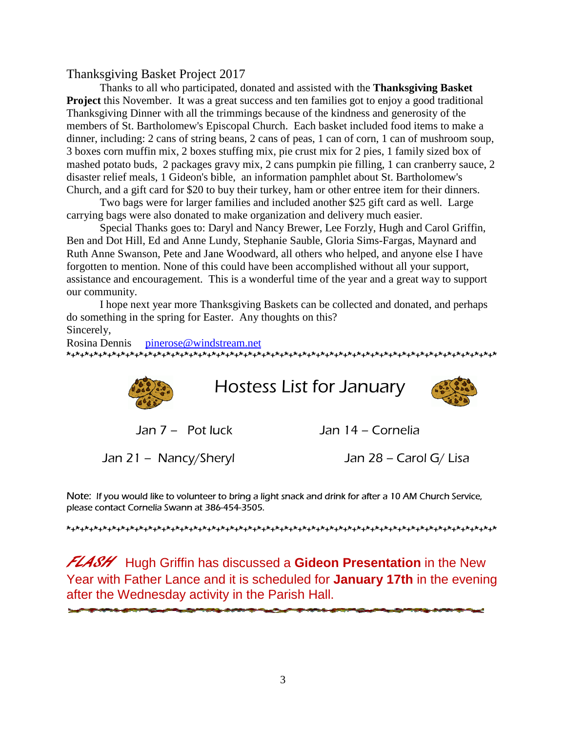## Thanksgiving Basket Project 2017

Thanks to all who participated, donated and assisted with the **Thanksgiving Basket Project** this November. It was a great success and ten families got to enjoy a good traditional Thanksgiving Dinner with all the trimmings because of the kindness and generosity of the members of St. Bartholomew's Episcopal Church. Each basket included food items to make a dinner, including: 2 cans of string beans, 2 cans of peas, 1 can of corn, 1 can of mushroom soup, 3 boxes corn muffin mix, 2 boxes stuffing mix, pie crust mix for 2 pies, 1 family sized box of mashed potato buds, 2 packages gravy mix, 2 cans pumpkin pie filling, 1 can cranberry sauce, 2 disaster relief meals, 1 Gideon's bible, an information pamphlet about St. Bartholomew's Church, and a gift card for $20 to buy their turkey, ham or other entree item for their dinners.

Two bags were for larger families and included another $25 gift card as well. Large carrying bags were also donated to make organization and delivery much easier.

Special Thanks goes to: Daryl and Nancy Brewer, Lee Forzly, Hugh and Carol Griffin, Ben and Dot Hill, Ed and Anne Lundy, Stephanie Sauble, Gloria Sims-Fargas, Maynard and Ruth Anne Swanson, Pete and Jane Woodward, all others who helped, and anyone else I have forgotten to mention. None of this could have been accomplished without all your support, assistance and encouragement. This is a wonderful time of the year and a great way to support our community.

I hope next year more Thanksgiving Baskets can be collected and donated, and perhaps do something in the spring for Easter. Any thoughts on this?

Sincerely,

Rosina Dennis pinerose@windstream.net

*+*+*+*+*+*+*+*+*+*+*+*+*+*+*+*+*+*+*+*+*+*+*+*+*+*+*+*+*+*+*+*+*+*+*+*+*+*+*+*+*+*+*

## Hostess List for January

Jan 7 – Pot luck

Jan 14 – Cornelia

Jan 21 – Nancy/Sheryl

Jan 28 – Carol G/ Lisa

Note: If you would like to volunteer to bring a light snack and drink for after a 10 AM Church Service, please contact Cornelia Swann at 386-454-3505.

*+*+*+*+*+*+*+*+*+*+*+*+*+*+*+*+*+*+*+*+*+*+*+*+*+*+*+*+*+*+*+*+*+*+*+*+*+*+*+*+*+*+*

*FLASH* Hugh Griffin has discussed a **Gideon Presentation** in the New Year with Father Lance and it is scheduled for **January 17th** in the evening after the Wednesday activity in the Parish Hall.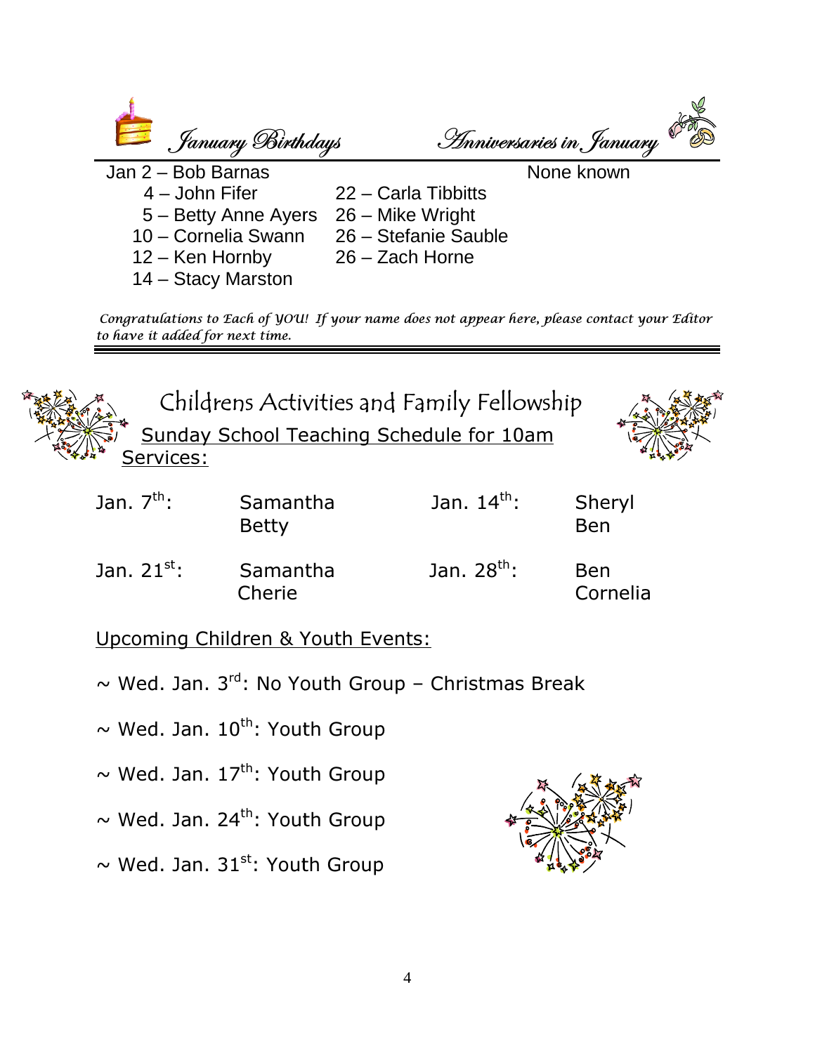## January Birthdays

Jan 2 – Bob Barnas
4 – John Fifer
5 – Betty Anne Ayers
10 – Cornelia Swann
12 – Ken Hornby
14 – Stacy Marston
22 – Carla Tibbitts
26 – Mike Wright
26 – Stefanie Sauble
26 – Zach Horne

## Anniversaries in January

None known

*Congratulations to Each of YOU! If your name does not appear here, please contact your Editor to have it added for next time.*

---

## Childrens Activities and Family Fellowship

Sunday School Teaching Schedule for 10am Services:

| | | | |
|---|---|---|---|
| Jan. 7th: | Samantha<br>Betty | Jan. 14th: | Sheryl<br>Ben |
| Jan. 21st: | Samantha<br>Cherie | Jan. 28th: | Ben<br>Cornelia |

Upcoming Children & Youth Events:

~ Wed. Jan. 3rd: No Youth Group – Christmas Break

~ Wed. Jan. 10th: Youth Group

~ Wed. Jan. 17th: Youth Group

~ Wed. Jan. 24th: Youth Group

~ Wed. Jan. 31st: Youth Group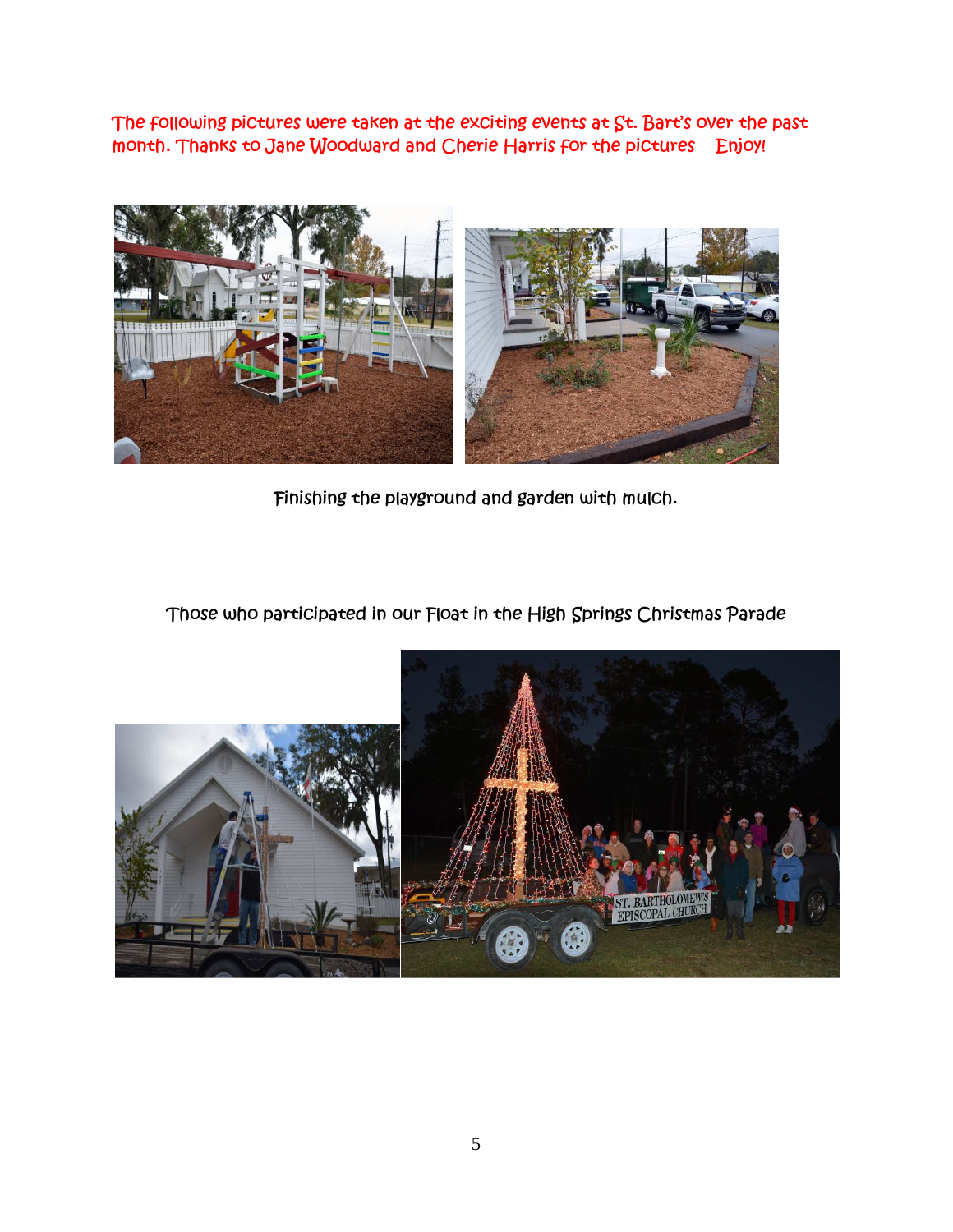The following pictures were taken at the exciting events at St. Bart's over the past month. Thanks to Jane Woodward and Cherie Harris for the pictures   Enjoy!

Finishing the playground and garden with mulch.

Those who participated in our Float in the High Springs Christmas Parade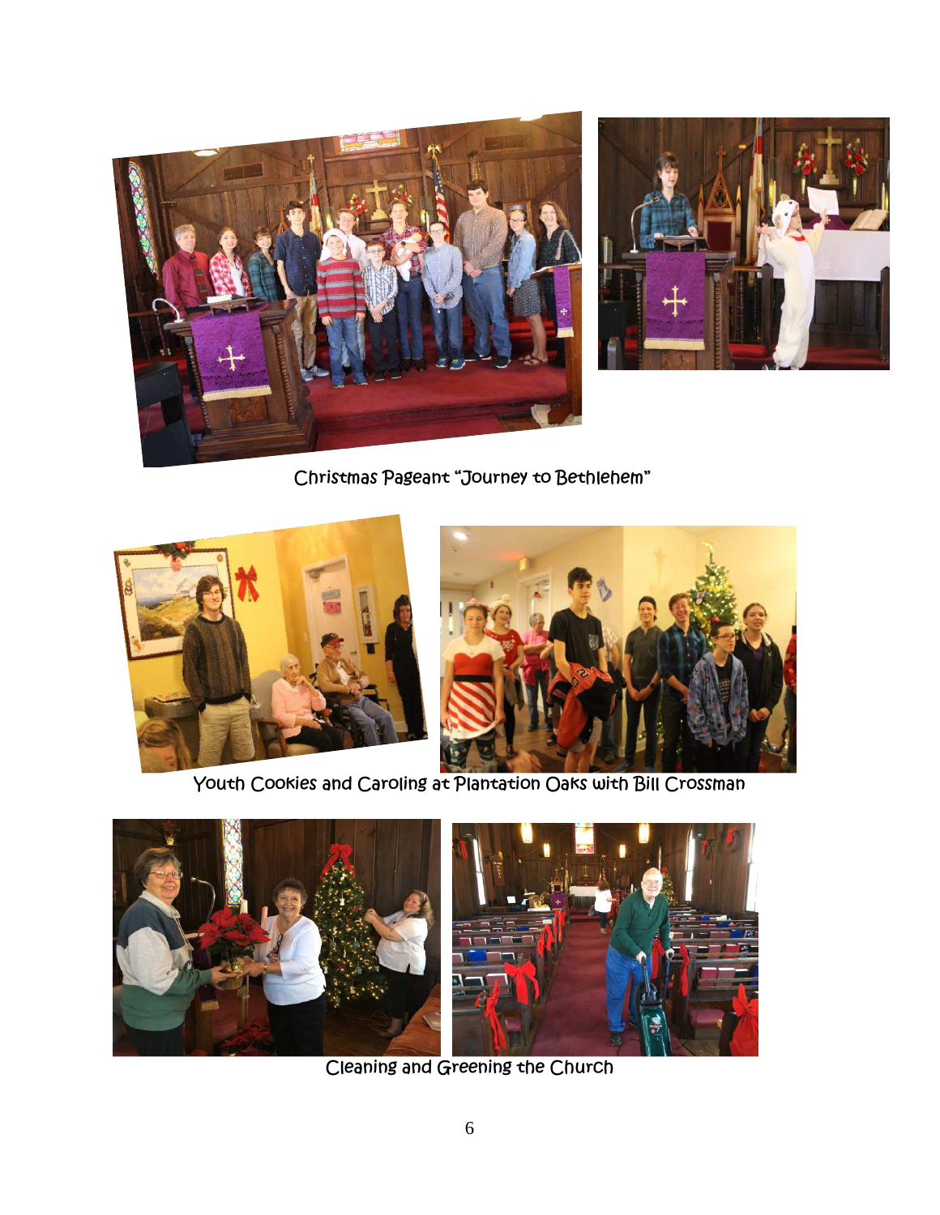Christmas Pageant "Journey to Bethlehem"

Youth Cookies and Caroling at Plantation Oaks with Bill Crossman

Cleaning and Greening the Church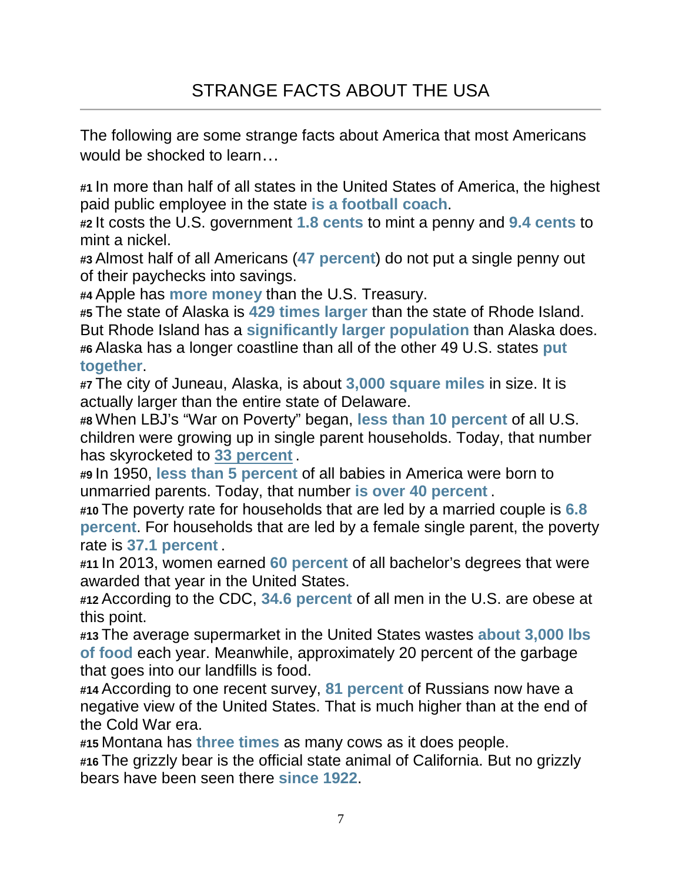# STRANGE FACTS ABOUT THE USA

The following are some strange facts about America that most Americans would be shocked to learn…

**#1** In more than half of all states in the United States of America, the highest paid public employee in the state **is a football coach**.
**#2** It costs the U.S. government **1.8 cents** to mint a penny and **9.4 cents** to mint a nickel.
**#3** Almost half of all Americans (**47 percent**) do not put a single penny out of their paychecks into savings.
**#4** Apple has **more money** than the U.S. Treasury.
**#5** The state of Alaska is **429 times larger** than the state of Rhode Island. But Rhode Island has a **significantly larger population** than Alaska does.
**#6** Alaska has a longer coastline than all of the other 49 U.S. states **put together**.
**#7** The city of Juneau, Alaska, is about **3,000 square miles** in size. It is actually larger than the entire state of Delaware.
**#8** When LBJ's "War on Poverty" began, **less than 10 percent** of all U.S. children were growing up in single parent households. Today, that number has skyrocketed to **33 percent**.
**#9** In 1950, **less than 5 percent** of all babies in America were born to unmarried parents. Today, that number **is over 40 percent**.
**#10** The poverty rate for households that are led by a married couple is **6.8 percent**. For households that are led by a female single parent, the poverty rate is **37.1 percent**.
**#11** In 2013, women earned **60 percent** of all bachelor's degrees that were awarded that year in the United States.
**#12** According to the CDC, **34.6 percent** of all men in the U.S. are obese at this point.
**#13** The average supermarket in the United States wastes **about 3,000 lbs of food** each year. Meanwhile, approximately 20 percent of the garbage that goes into our landfills is food.
**#14** According to one recent survey, **81 percent** of Russians now have a negative view of the United States. That is much higher than at the end of the Cold War era.
**#15** Montana has **three times** as many cows as it does people.
**#16** The grizzly bear is the official state animal of California. But no grizzly bears have been seen there **since 1922**.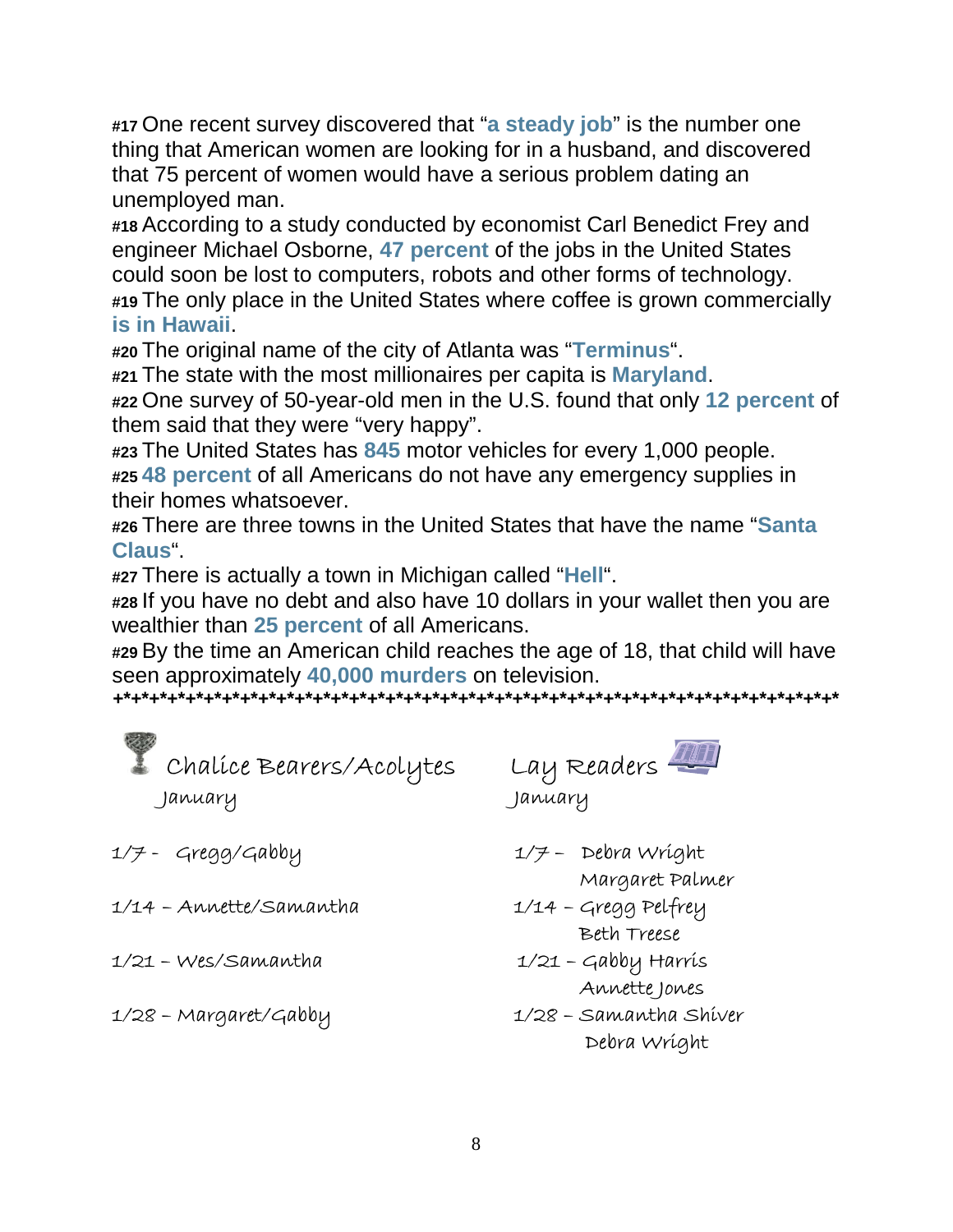**#17** One recent survey discovered that "**a steady job**" is the number one thing that American women are looking for in a husband, and discovered that 75 percent of women would have a serious problem dating an unemployed man.
**#18** According to a study conducted by economist Carl Benedict Frey and engineer Michael Osborne, **47 percent** of the jobs in the United States could soon be lost to computers, robots and other forms of technology.
**#19** The only place in the United States where coffee is grown commercially **is in Hawaii**.
**#20** The original name of the city of Atlanta was "**Terminus**".
**#21** The state with the most millionaires per capita is **Maryland**.
**#22** One survey of 50-year-old men in the U.S. found that only **12 percent** of them said that they were "very happy".
**#23** The United States has **845** motor vehicles for every 1,000 people.
**#25** **48 percent** of all Americans do not have any emergency supplies in their homes whatsoever.
**#26** There are three towns in the United States that have the name "**Santa Claus**".
**#27** There is actually a town in Michigan called "**Hell**".
**#28** If you have no debt and also have 10 dollars in your wallet then you are wealthier than **25 percent** of all Americans.
**#29** By the time an American child reaches the age of 18, that child will have seen approximately **40,000 murders** on television.

+*+*+*+*+*+*+*+*+*+*+*+*+*+*+*+*+*+*+*+*+*+*+*+*+*+*+*+*+*+*+*+*+*+*+*+*+*+*

## Chalice Bearers/Acolytes

January

1/7 - Gregg/Gabby

1/14 – Annette/Samantha

1/21 – Wes/Samantha

1/28 – Margaret/Gabby

## Lay Readers

January

1/7 – Debra Wright
Margaret Palmer

1/14 – Gregg Pelfrey
Beth Treese

1/21 – Gabby Harris
Annette Jones

1/28 – Samantha Shiver
Debra Wright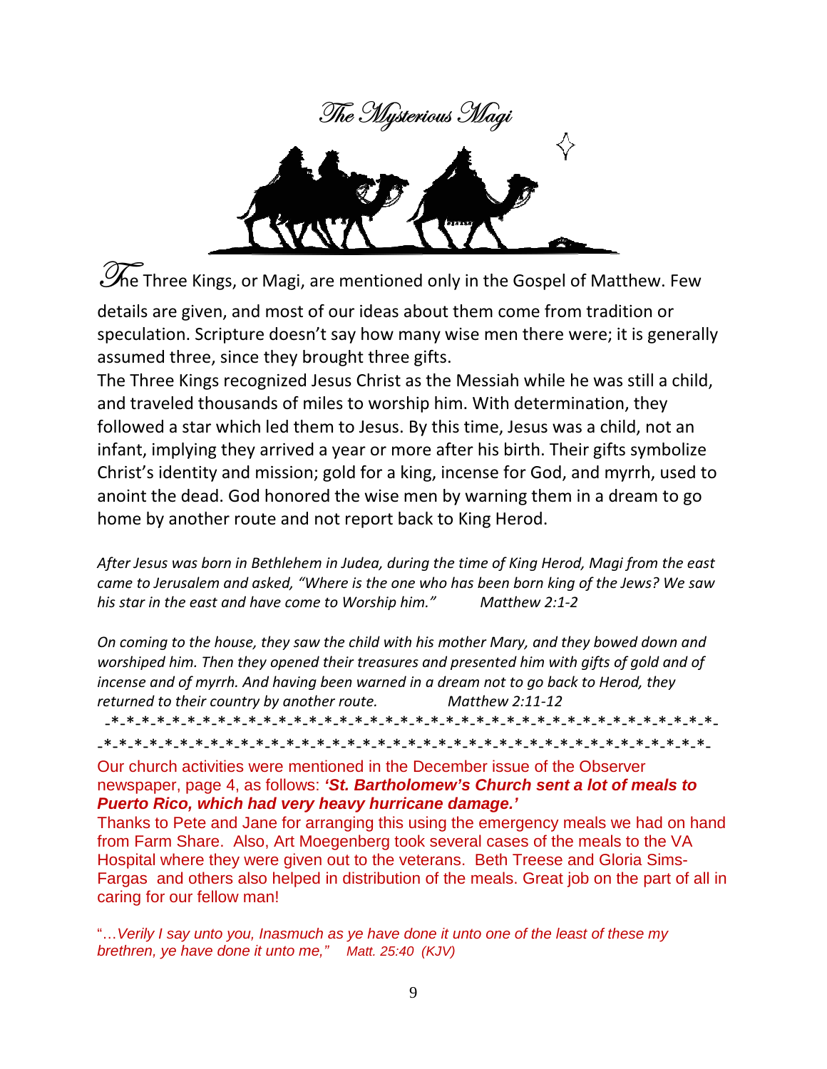# The Mysterious Magi

The Three Kings, or Magi, are mentioned only in the Gospel of Matthew. Few details are given, and most of our ideas about them come from tradition or speculation. Scripture doesn't say how many wise men there were; it is generally assumed three, since they brought three gifts.

The Three Kings recognized Jesus Christ as the Messiah while he was still a child, and traveled thousands of miles to worship him. With determination, they followed a star which led them to Jesus. By this time, Jesus was a child, not an infant, implying they arrived a year or more after his birth. Their gifts symbolize Christ's identity and mission; gold for a king, incense for God, and myrrh, used to anoint the dead. God honored the wise men by warning them in a dream to go home by another route and not report back to King Herod.

*After Jesus was born in Bethlehem in Judea, during the time of King Herod, Magi from the east came to Jerusalem and asked, "Where is the one who has been born king of the Jews? We saw his star in the east and have come to Worship him."* *Matthew 2:1-2*

*On coming to the house, they saw the child with his mother Mary, and they bowed down and worshiped him. Then they opened their treasures and presented him with gifts of gold and of incense and of myrrh. And having been warned in a dream not to go back to Herod, they returned to their country by another route.* *Matthew 2:11-12*

_*_*_*_*_*_*_*_*_*_*_*_*_*_*_*_*_*_*_*_*_*_*_*_*_*_*_*_*_*_*_*_*_*_*_*_*_*_*_*_*_*_*_*_*_

_*_*_*_*_*_*_*_*_*_*_*_*_*_*_*_*_*_*_*_*_*_*_*_*_*_*_*_*_*_*_*_*_*_*_*_*_*_*_*_*_*_*_*_*_

Our church activities were mentioned in the December issue of the Observer newspaper, page 4, as follows: ***'St. Bartholomew's Church sent a lot of meals to Puerto Rico, which had very heavy hurricane damage.'***

Thanks to Pete and Jane for arranging this using the emergency meals we had on hand from Farm Share. Also, Art Moegenberg took several cases of the meals to the VA Hospital where they were given out to the veterans. Beth Treese and Gloria Sims-Fargas and others also helped in distribution of the meals. Great job on the part of all in caring for our fellow man!

"…*Verily I say unto you, Inasmuch as ye have done it unto one of the least of these my brethren, ye have done it unto me,"* *Matt. 25:40 (KJV)*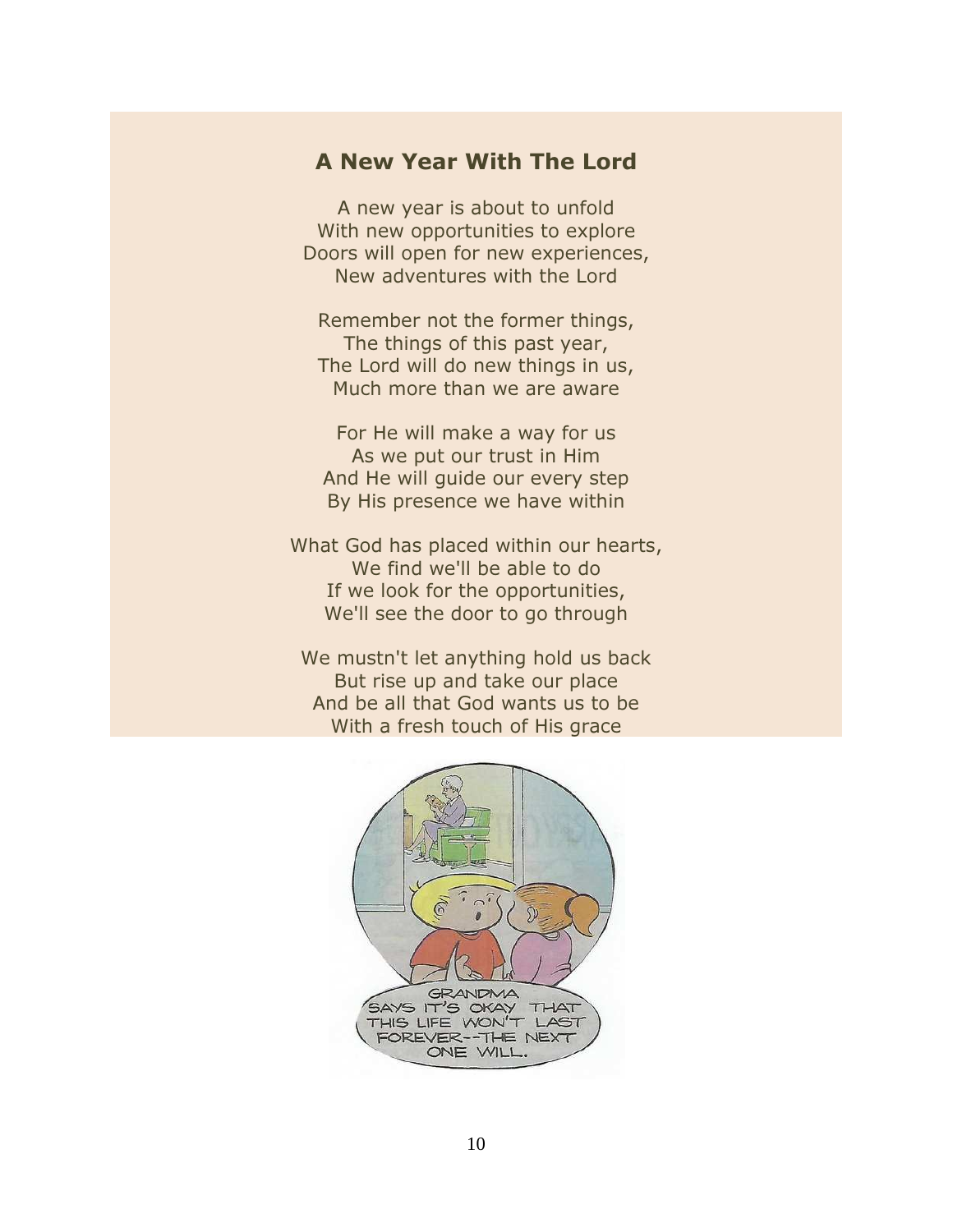## A New Year With The Lord

A new year is about to unfold
With new opportunities to explore
Doors will open for new experiences,
New adventures with the Lord

Remember not the former things,
The things of this past year,
The Lord will do new things in us,
Much more than we are aware

For He will make a way for us
As we put our trust in Him
And He will guide our every step
By His presence we have within

What God has placed within our hearts,
We find we'll be able to do
If we look for the opportunities,
We'll see the door to go through

We mustn't let anything hold us back
But rise up and take our place
And be all that God wants us to be
With a fresh touch of His grace